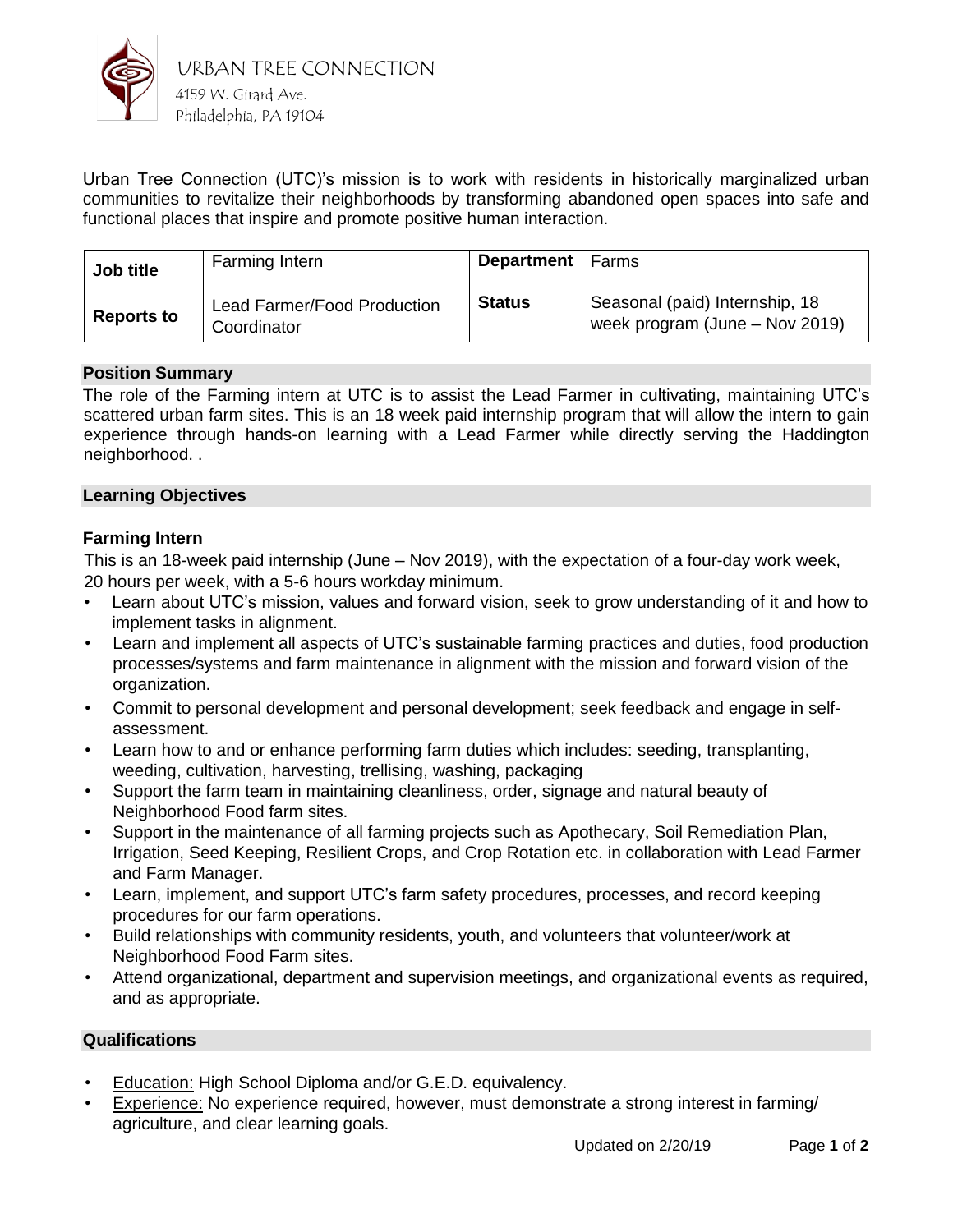URBAN TREE CONNECTION
4159 W. Girard Ave.
Philadelphia, PA 19104

Urban Tree Connection (UTC)'s mission is to work with residents in historically marginalized urban communities to revitalize their neighborhoods by transforming abandoned open spaces into safe and functional places that inspire and promote positive human interaction.

| Job title | Farming Intern | Department | Farms |
|---|---|---|---|
| Reports to | Lead Farmer/Food Production Coordinator | Status | Seasonal (paid) Internship, 18 week program (June – Nov 2019) |

## Position Summary

The role of the Farming intern at UTC is to assist the Lead Farmer in cultivating, maintaining UTC's scattered urban farm sites. This is an 18 week paid internship program that will allow the intern to gain experience through hands-on learning with a Lead Farmer while directly serving the Haddington neighborhood. .

## Learning Objectives

### Farming Intern

This is an 18-week paid internship (June – Nov 2019), with the expectation of a four-day work week, 20 hours per week, with a 5-6 hours workday minimum.

- Learn about UTC's mission, values and forward vision, seek to grow understanding of it and how to implement tasks in alignment.
- Learn and implement all aspects of UTC's sustainable farming practices and duties, food production processes/systems and farm maintenance in alignment with the mission and forward vision of the organization.
- Commit to personal development and personal development; seek feedback and engage in self-assessment.
- Learn how to and or enhance performing farm duties which includes: seeding, transplanting, weeding, cultivation, harvesting, trellising, washing, packaging
- Support the farm team in maintaining cleanliness, order, signage and natural beauty of Neighborhood Food farm sites.
- Support in the maintenance of all farming projects such as Apothecary, Soil Remediation Plan, Irrigation, Seed Keeping, Resilient Crops, and Crop Rotation etc. in collaboration with Lead Farmer and Farm Manager.
- Learn, implement, and support UTC's farm safety procedures, processes, and record keeping procedures for our farm operations.
- Build relationships with community residents, youth, and volunteers that volunteer/work at Neighborhood Food Farm sites.
- Attend organizational, department and supervision meetings, and organizational events as required, and as appropriate.

## Qualifications

- Education: High School Diploma and/or G.E.D. equivalency.
- Experience: No experience required, however, must demonstrate a strong interest in farming/ agriculture, and clear learning goals.

Updated on 2/20/19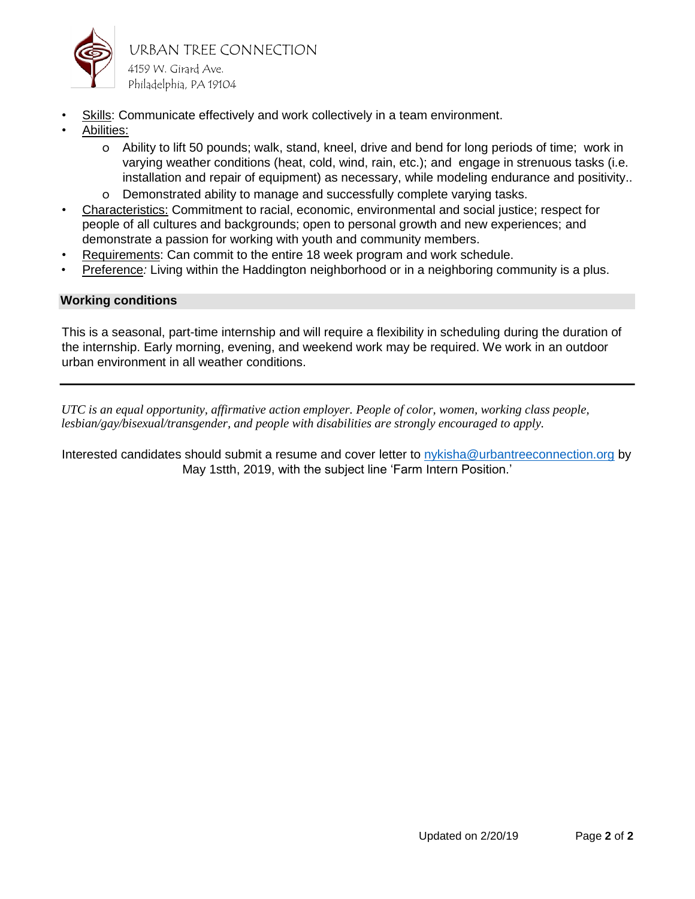URBAN TREE CONNECTION
4159 W. Girard Ave.
Philadelphia, PA 19104

- Skills: Communicate effectively and work collectively in a team environment.
- Abilities:
  - Ability to lift 50 pounds; walk, stand, kneel, drive and bend for long periods of time; work in varying weather conditions (heat, cold, wind, rain, etc.); and engage in strenuous tasks (i.e. installation and repair of equipment) as necessary, while modeling endurance and positivity..
  - Demonstrated ability to manage and successfully complete varying tasks.
- Characteristics: Commitment to racial, economic, environmental and social justice; respect for people of all cultures and backgrounds; open to personal growth and new experiences; and demonstrate a passion for working with youth and community members.
- Requirements: Can commit to the entire 18 week program and work schedule.
- Preference: Living within the Haddington neighborhood or in a neighboring community is a plus.

**Working conditions**

This is a seasonal, part-time internship and will require a flexibility in scheduling during the duration of the internship. Early morning, evening, and weekend work may be required. We work in an outdoor urban environment in all weather conditions.

---

*UTC is an equal opportunity, affirmative action employer. People of color, women, working class people, lesbian/gay/bisexual/transgender, and people with disabilities are strongly encouraged to apply.*

Interested candidates should submit a resume and cover letter to nykisha@urbantreeconnection.org by May 1stth, 2019, with the subject line 'Farm Intern Position.'

Updated on 2/20/19